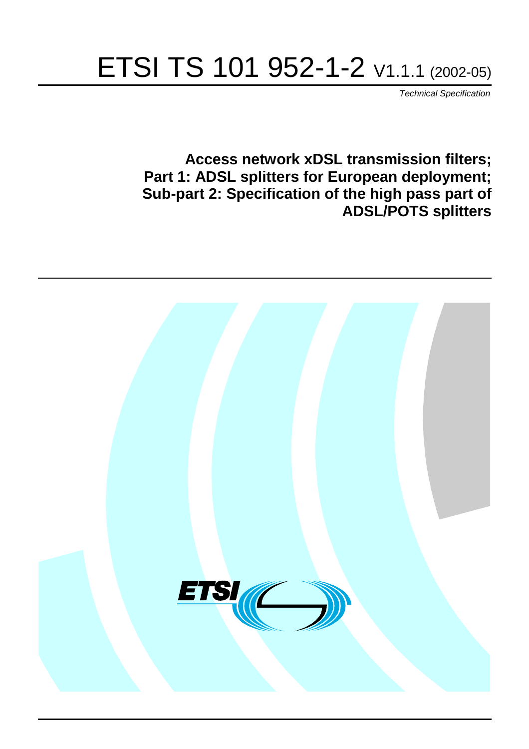# ETSI TS 101 952-1-2 V1.1.1 (2002-05)

*Technical Specification*

**Access network xDSL transmission filters;**
**Part 1: ADSL splitters for European deployment;**
**Sub-part 2: Specification of the high pass part of ADSL/POTS splitters**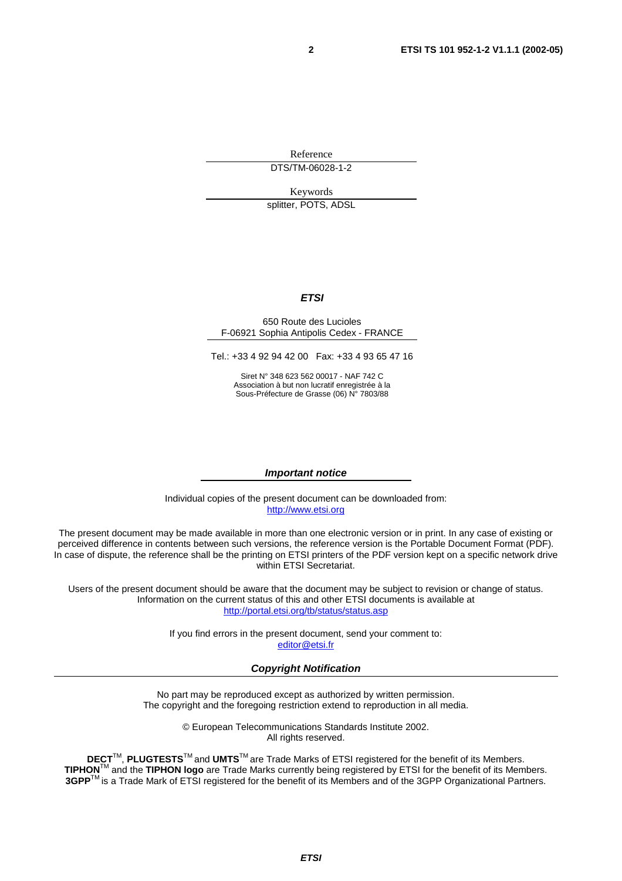Reference

DTS/TM-06028-1-2

Keywords

splitter, POTS, ADSL

***ETSI***

650 Route des Lucioles
F-06921 Sophia Antipolis Cedex - FRANCE

Tel.: +33 4 92 94 42 00 Fax: +33 4 93 65 47 16

Siret N° 348 623 562 00017 - NAF 742 C
Association à but non lucratif enregistrée à la
Sous-Préfecture de Grasse (06) N° 7803/88

***Important notice***

Individual copies of the present document can be downloaded from:
http://www.etsi.org

The present document may be made available in more than one electronic version or in print. In any case of existing or perceived difference in contents between such versions, the reference version is the Portable Document Format (PDF). In case of dispute, the reference shall be the printing on ETSI printers of the PDF version kept on a specific network drive within ETSI Secretariat.

Users of the present document should be aware that the document may be subject to revision or change of status. Information on the current status of this and other ETSI documents is available at
http://portal.etsi.org/tb/status/status.asp

If you find errors in the present document, send your comment to:
editor@etsi.fr

***Copyright Notification***

No part may be reproduced except as authorized by written permission.
The copyright and the foregoing restriction extend to reproduction in all media.

© European Telecommunications Standards Institute 2002.
All rights reserved.

**DECT**™, **PLUGTESTS**™ and **UMTS**™ are Trade Marks of ETSI registered for the benefit of its Members.
**TIPHON**™ and the **TIPHON logo** are Trade Marks currently being registered by ETSI for the benefit of its Members.
**3GPP**™ is a Trade Mark of ETSI registered for the benefit of its Members and of the 3GPP Organizational Partners.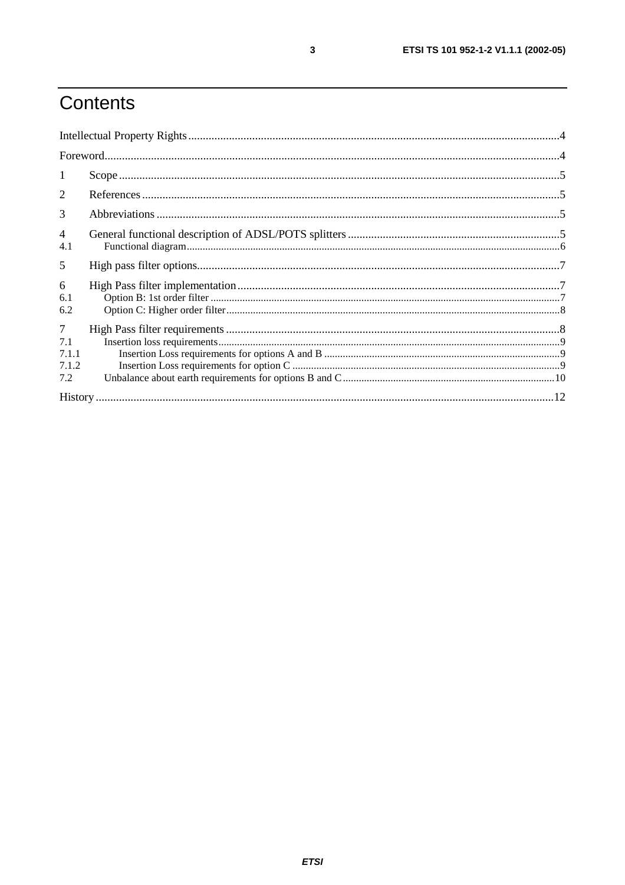# Contents

Intellectual Property Rights ....................................................................................................................................4

Foreword.................................................................................................................................................................4

1 Scope ...................................................................................................................................................................5

2 References ...........................................................................................................................................................5

3 Abbreviations ......................................................................................................................................................5

4 General functional description of ADSL/POTS splitters ...................................................................................5

4.1 Functional diagram ..........................................................................................................................................6

5 High pass filter options.........................................................................................................................................7

6 High Pass filter implementation ..........................................................................................................................7

6.1 Option B: 1st order filter .................................................................................................................................7

6.2 Option C: Higher order filter ...........................................................................................................................8

7 High Pass filter requirements ..............................................................................................................................8

7.1 Insertion loss requirements .............................................................................................................................9

7.1.1 Insertion Loss requirements for options A and B .........................................................................................9

7.1.2 Insertion Loss requirements for option C .....................................................................................................9

7.2 Unbalance about earth requirements for options B and C ..............................................................................10

History ..................................................................................................................................................................12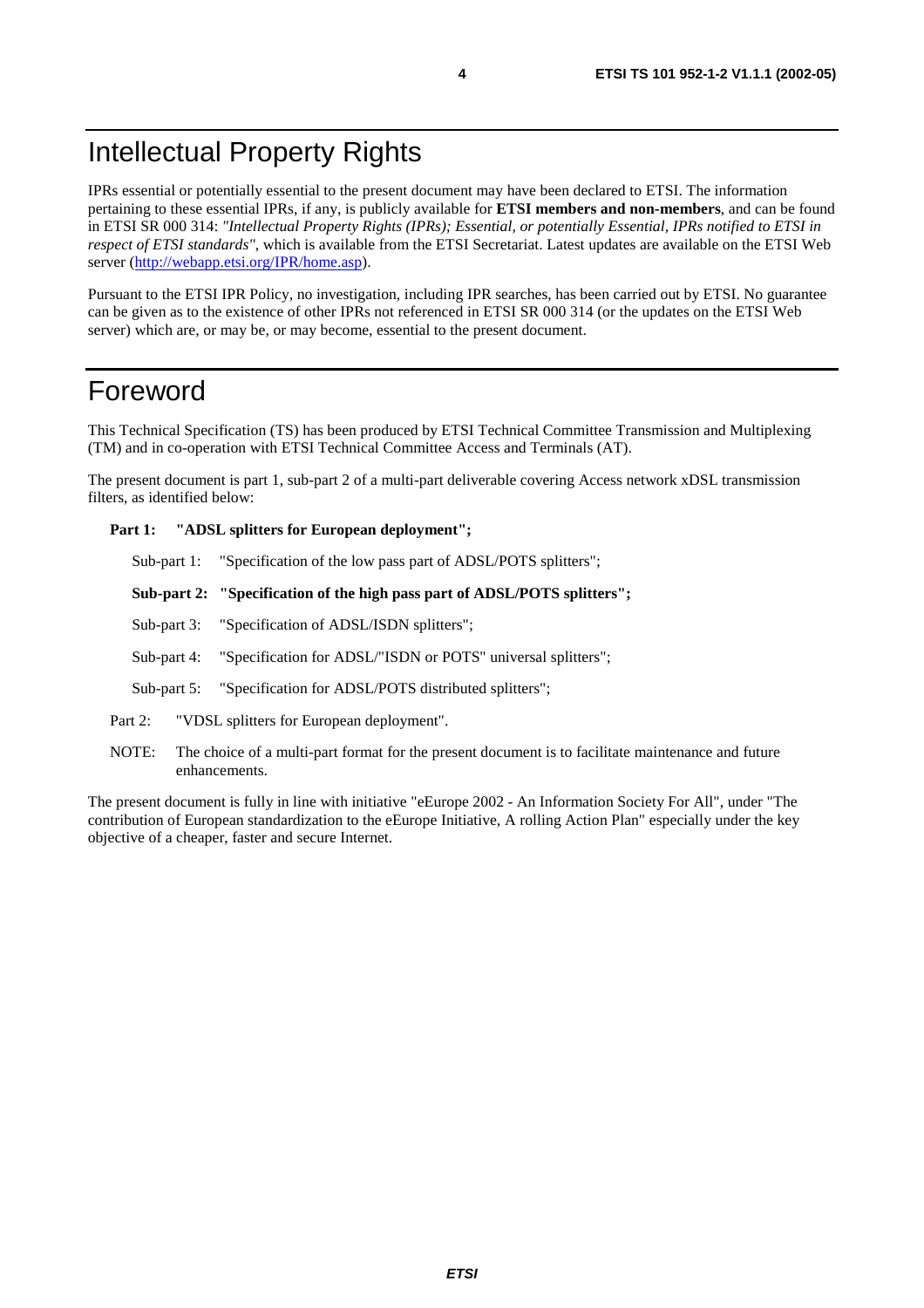# Intellectual Property Rights

IPRs essential or potentially essential to the present document may have been declared to ETSI. The information pertaining to these essential IPRs, if any, is publicly available for **ETSI members and non-members**, and can be found in ETSI SR 000 314: *"Intellectual Property Rights (IPRs); Essential, or potentially Essential, IPRs notified to ETSI in respect of ETSI standards"*, which is available from the ETSI Secretariat. Latest updates are available on the ETSI Web server (http://webapp.etsi.org/IPR/home.asp).

Pursuant to the ETSI IPR Policy, no investigation, including IPR searches, has been carried out by ETSI. No guarantee can be given as to the existence of other IPRs not referenced in ETSI SR 000 314 (or the updates on the ETSI Web server) which are, or may be, or may become, essential to the present document.

# Foreword

This Technical Specification (TS) has been produced by ETSI Technical Committee Transmission and Multiplexing (TM) and in co-operation with ETSI Technical Committee Access and Terminals (AT).

The present document is part 1, sub-part 2 of a multi-part deliverable covering Access network xDSL transmission filters, as identified below:

**Part 1: "ADSL splitters for European deployment";**

- Sub-part 1: "Specification of the low pass part of ADSL/POTS splitters";
- **Sub-part 2: "Specification of the high pass part of ADSL/POTS splitters";**
- Sub-part 3: "Specification of ADSL/ISDN splitters";
- Sub-part 4: "Specification for ADSL/"ISDN or POTS" universal splitters";
- Sub-part 5: "Specification for ADSL/POTS distributed splitters";

Part 2: "VDSL splitters for European deployment".

NOTE: The choice of a multi-part format for the present document is to facilitate maintenance and future enhancements.

The present document is fully in line with initiative "eEurope 2002 - An Information Society For All", under "The contribution of European standardization to the eEurope Initiative, A rolling Action Plan" especially under the key objective of a cheaper, faster and secure Internet.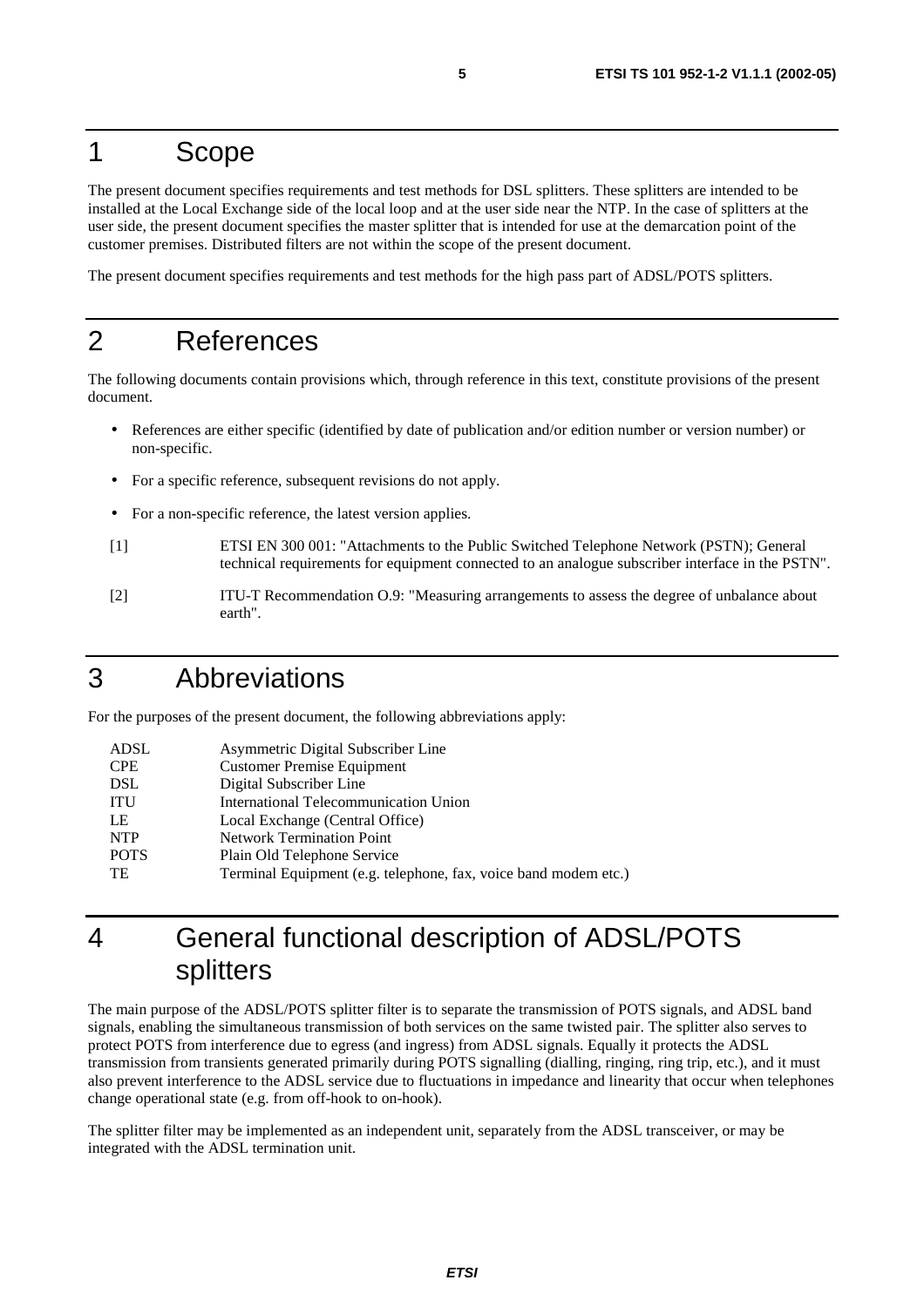# 1 Scope

The present document specifies requirements and test methods for DSL splitters. These splitters are intended to be installed at the Local Exchange side of the local loop and at the user side near the NTP. In the case of splitters at the user side, the present document specifies the master splitter that is intended for use at the demarcation point of the customer premises. Distributed filters are not within the scope of the present document.

The present document specifies requirements and test methods for the high pass part of ADSL/POTS splitters.

# 2 References

The following documents contain provisions which, through reference in this text, constitute provisions of the present document.

- References are either specific (identified by date of publication and/or edition number or version number) or non-specific.
- For a specific reference, subsequent revisions do not apply.
- For a non-specific reference, the latest version applies.

[1] ETSI EN 300 001: "Attachments to the Public Switched Telephone Network (PSTN); General technical requirements for equipment connected to an analogue subscriber interface in the PSTN".

[2] ITU-T Recommendation O.9: "Measuring arrangements to assess the degree of unbalance about earth".

# 3 Abbreviations

For the purposes of the present document, the following abbreviations apply:

| | |
|---|---|
| ADSL | Asymmetric Digital Subscriber Line |
| CPE | Customer Premise Equipment |
| DSL | Digital Subscriber Line |
| ITU | International Telecommunication Union |
| LE | Local Exchange (Central Office) |
| NTP | Network Termination Point |
| POTS | Plain Old Telephone Service |
| TE | Terminal Equipment (e.g. telephone, fax, voice band modem etc.) |

# 4 General functional description of ADSL/POTS splitters

The main purpose of the ADSL/POTS splitter filter is to separate the transmission of POTS signals, and ADSL band signals, enabling the simultaneous transmission of both services on the same twisted pair. The splitter also serves to protect POTS from interference due to egress (and ingress) from ADSL signals. Equally it protects the ADSL transmission from transients generated primarily during POTS signalling (dialling, ringing, ring trip, etc.), and it must also prevent interference to the ADSL service due to fluctuations in impedance and linearity that occur when telephones change operational state (e.g. from off-hook to on-hook).

The splitter filter may be implemented as an independent unit, separately from the ADSL transceiver, or may be integrated with the ADSL termination unit.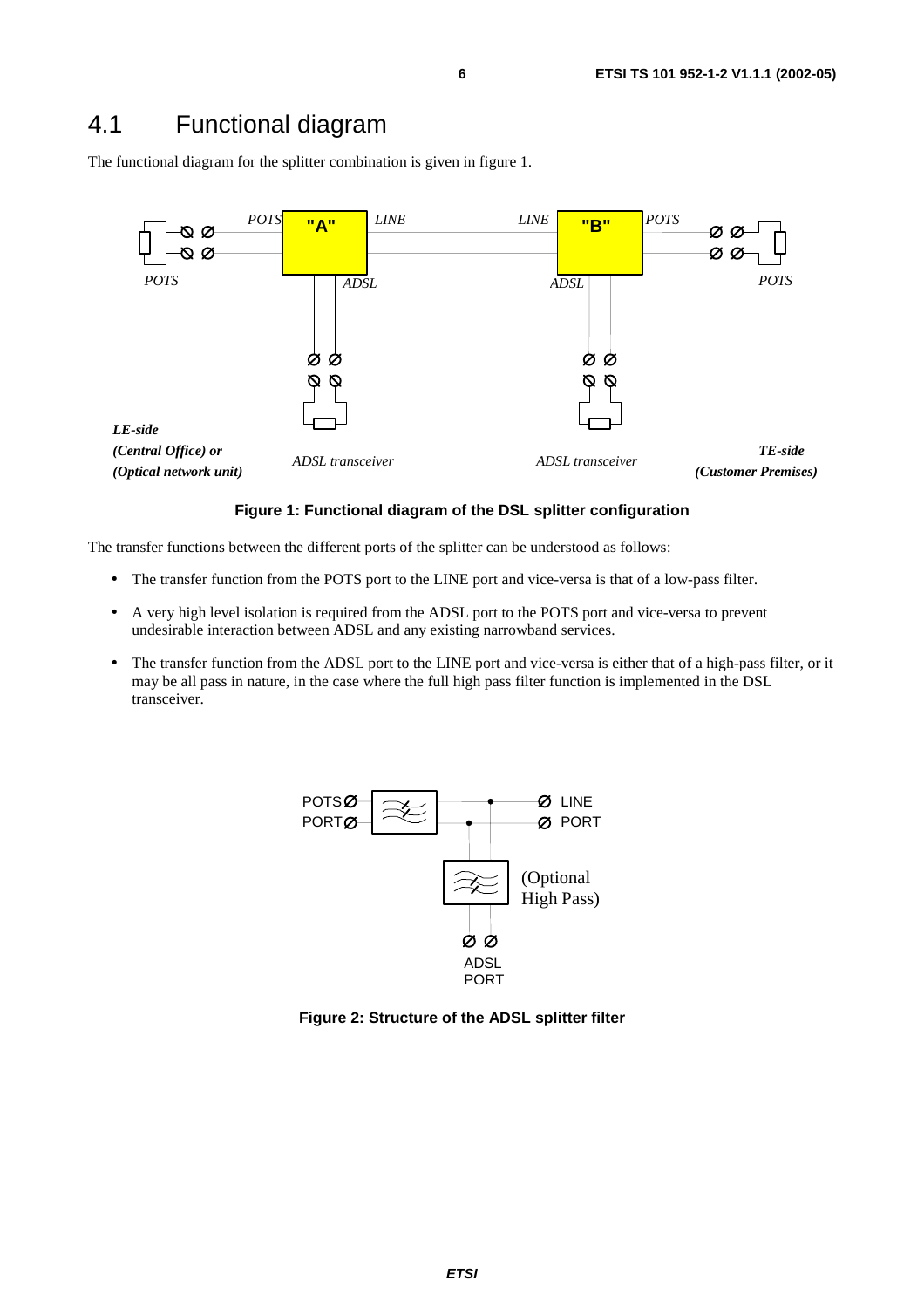## 4.1 Functional diagram

The functional diagram for the splitter combination is given in figure 1.

POTS
"A"
LINE
LINE
"B"
POTS
POTS
ADSL
ADSL
POTS
*LE-side*
*(Central Office) or*
*(Optical network unit)*
ADSL transceiver
ADSL transceiver
*TE-side*
*(Customer Premises)*

**Figure 1: Functional diagram of the DSL splitter configuration**

The transfer functions between the different ports of the splitter can be understood as follows:

- The transfer function from the POTS port to the LINE port and vice-versa is that of a low-pass filter.
- A very high level isolation is required from the ADSL port to the POTS port and vice-versa to prevent undesirable interaction between ADSL and any existing narrowband services.
- The transfer function from the ADSL port to the LINE port and vice-versa is either that of a high-pass filter, or it may be all pass in nature, in the case where the full high pass filter function is implemented in the DSL transceiver.

POTS PORT
LINE PORT
(Optional High Pass)
ADSL PORT

**Figure 2: Structure of the ADSL splitter filter**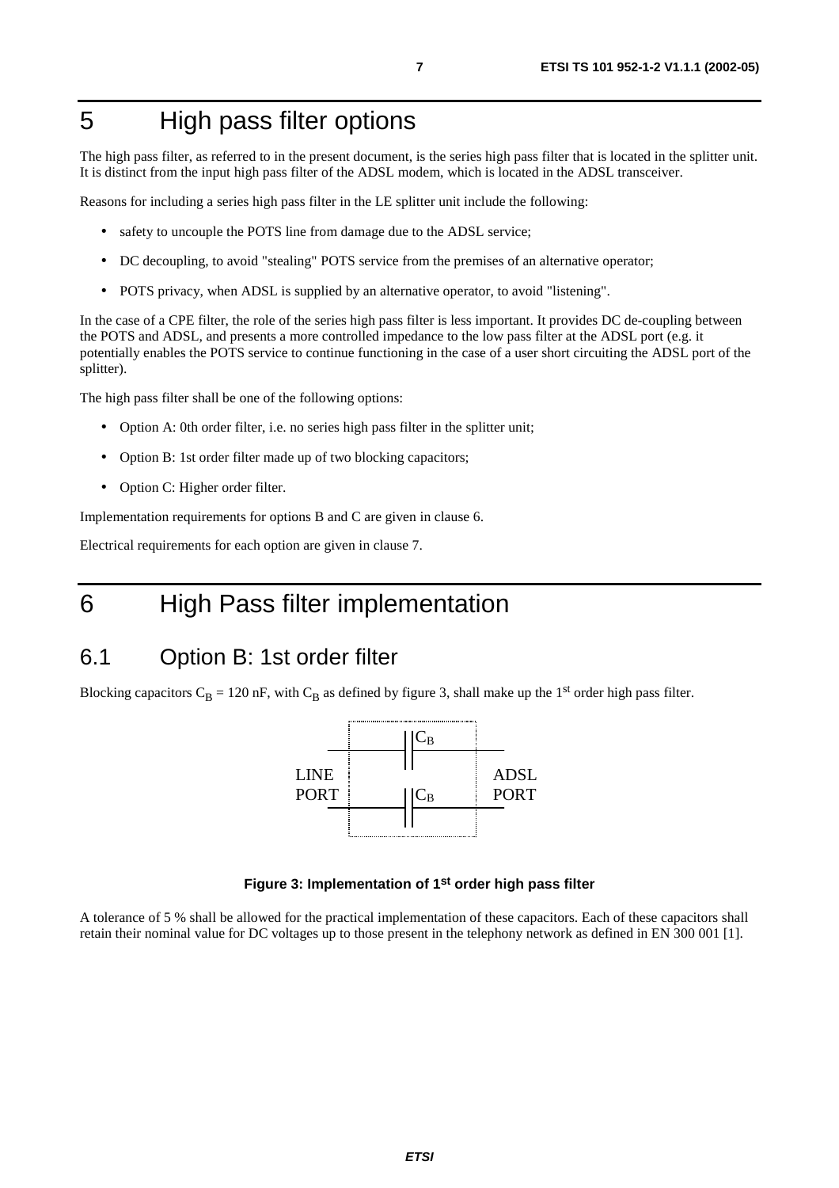# 5 High pass filter options

The high pass filter, as referred to in the present document, is the series high pass filter that is located in the splitter unit. It is distinct from the input high pass filter of the ADSL modem, which is located in the ADSL transceiver.

Reasons for including a series high pass filter in the LE splitter unit include the following:

- safety to uncouple the POTS line from damage due to the ADSL service;
- DC decoupling, to avoid "stealing" POTS service from the premises of an alternative operator;
- POTS privacy, when ADSL is supplied by an alternative operator, to avoid "listening".

In the case of a CPE filter, the role of the series high pass filter is less important. It provides DC de-coupling between the POTS and ADSL, and presents a more controlled impedance to the low pass filter at the ADSL port (e.g. it potentially enables the POTS service to continue functioning in the case of a user short circuiting the ADSL port of the splitter).

The high pass filter shall be one of the following options:

- Option A: 0th order filter, i.e. no series high pass filter in the splitter unit;
- Option B: 1st order filter made up of two blocking capacitors;
- Option C: Higher order filter.

Implementation requirements for options B and C are given in clause 6.

Electrical requirements for each option are given in clause 7.

# 6 High Pass filter implementation

## 6.1 Option B: 1st order filter

Blocking capacitors $C_B$ = 120 nF, with $C_B$ as defined by figure 3, shall make up the 1st order high pass filter.

LINE PORT

$C_B$

$C_B$

ADSL PORT

**Figure 3: Implementation of 1st order high pass filter**

A tolerance of 5 % shall be allowed for the practical implementation of these capacitors. Each of these capacitors shall retain their nominal value for DC voltages up to those present in the telephony network as defined in EN 300 001 [1].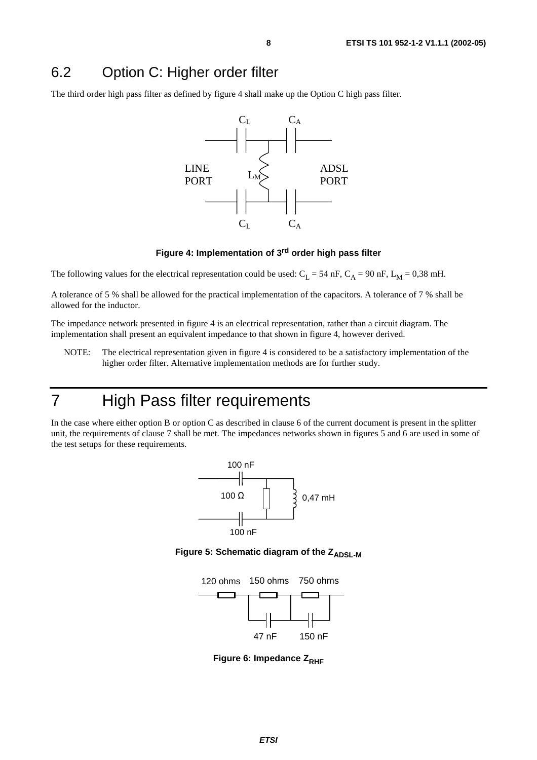## 6.2 Option C: Higher order filter

The third order high pass filter as defined by figure 4 shall make up the Option C high pass filter.

$C_L$ $C_A$

LINE PORT $L_M$ ADSL PORT

$C_L$ $C_A$

**Figure 4: Implementation of 3[rd] order high pass filter**

The following values for the electrical representation could be used: $C_L$ = 54 nF, $C_A$ = 90 nF, $L_M$ = 0,38 mH.

A tolerance of 5 % shall be allowed for the practical implementation of the capacitors. A tolerance of 7 % shall be allowed for the inductor.

The impedance network presented in figure 4 is an electrical representation, rather than a circuit diagram. The implementation shall present an equivalent impedance to that shown in figure 4, however derived.

NOTE: The electrical representation given in figure 4 is considered to be a satisfactory implementation of the higher order filter. Alternative implementation methods are for further study.

# 7 High Pass filter requirements

In the case where either option B or option C as described in clause 6 of the current document is present in the splitter unit, the requirements of clause 7 shall be met. The impedances networks shown in figures 5 and 6 are used in some of the test setups for these requirements.

100 nF

100 Ω

0,47 mH

100 nF

**Figure 5: Schematic diagram of the $Z_{ADSL-M}$**

120 ohms 150 ohms 750 ohms

47 nF 150 nF

**Figure 6: Impedance $Z_{RHF}$**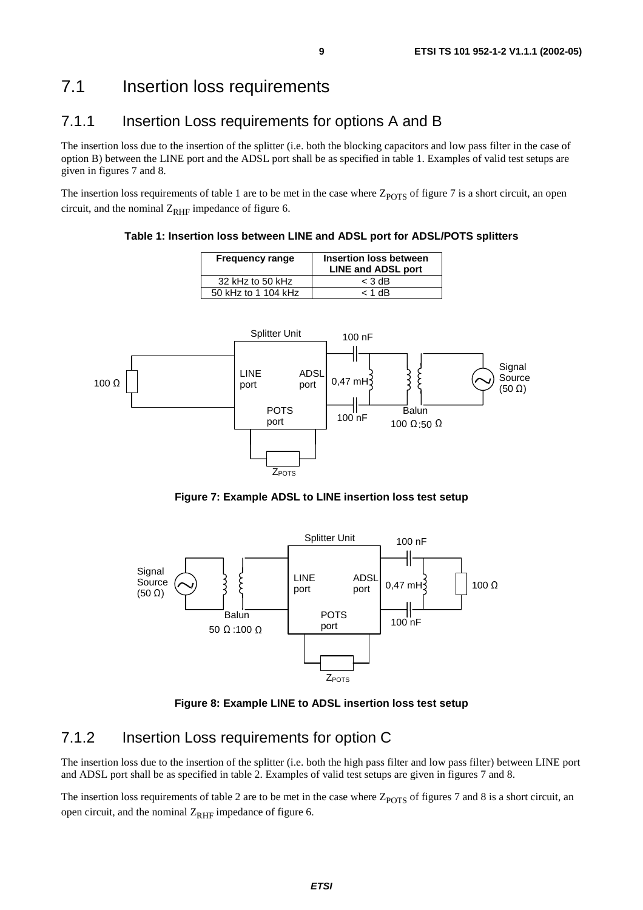## 7.1 Insertion loss requirements

### 7.1.1 Insertion Loss requirements for options A and B

The insertion loss due to the insertion of the splitter (i.e. both the blocking capacitors and low pass filter in the case of option B) between the LINE port and the ADSL port shall be as specified in table 1. Examples of valid test setups are given in figures 7 and 8.

The insertion loss requirements of table 1 are to be met in the case where $Z_{POTS}$ of figure 7 is a short circuit, an open circuit, and the nominal $Z_{RHF}$ impedance of figure 6.

**Table 1: Insertion loss between LINE and ADSL port for ADSL/POTS splitters**

| Frequency range | Insertion loss between LINE and ADSL port |
|---|---|
| 32 kHz to 50 kHz | < 3 dB |
| 50 kHz to 1 104 kHz | < 1 dB |

Splitter Unit
100 nF
100 Ω
LINE port
ADSL port
0,47 mH
Signal Source (50 Ω)
POTS port
100 nF
Balun
100 Ω:50 Ω
$Z_{POTS}$

**Figure 7: Example ADSL to LINE insertion loss test setup**

Splitter Unit
100 nF
Signal Source (50 Ω)
LINE port
ADSL port
0,47 mH
100 Ω
Balun
50 Ω :100 Ω
POTS port
100 nF
$Z_{POTS}$

**Figure 8: Example LINE to ADSL insertion loss test setup**

### 7.1.2 Insertion Loss requirements for option C

The insertion loss due to the insertion of the splitter (i.e. both the high pass filter and low pass filter) between LINE port and ADSL port shall be as specified in table 2. Examples of valid test setups are given in figures 7 and 8.

The insertion loss requirements of table 2 are to be met in the case where $Z_{POTS}$ of figures 7 and 8 is a short circuit, an open circuit, and the nominal $Z_{RHF}$ impedance of figure 6.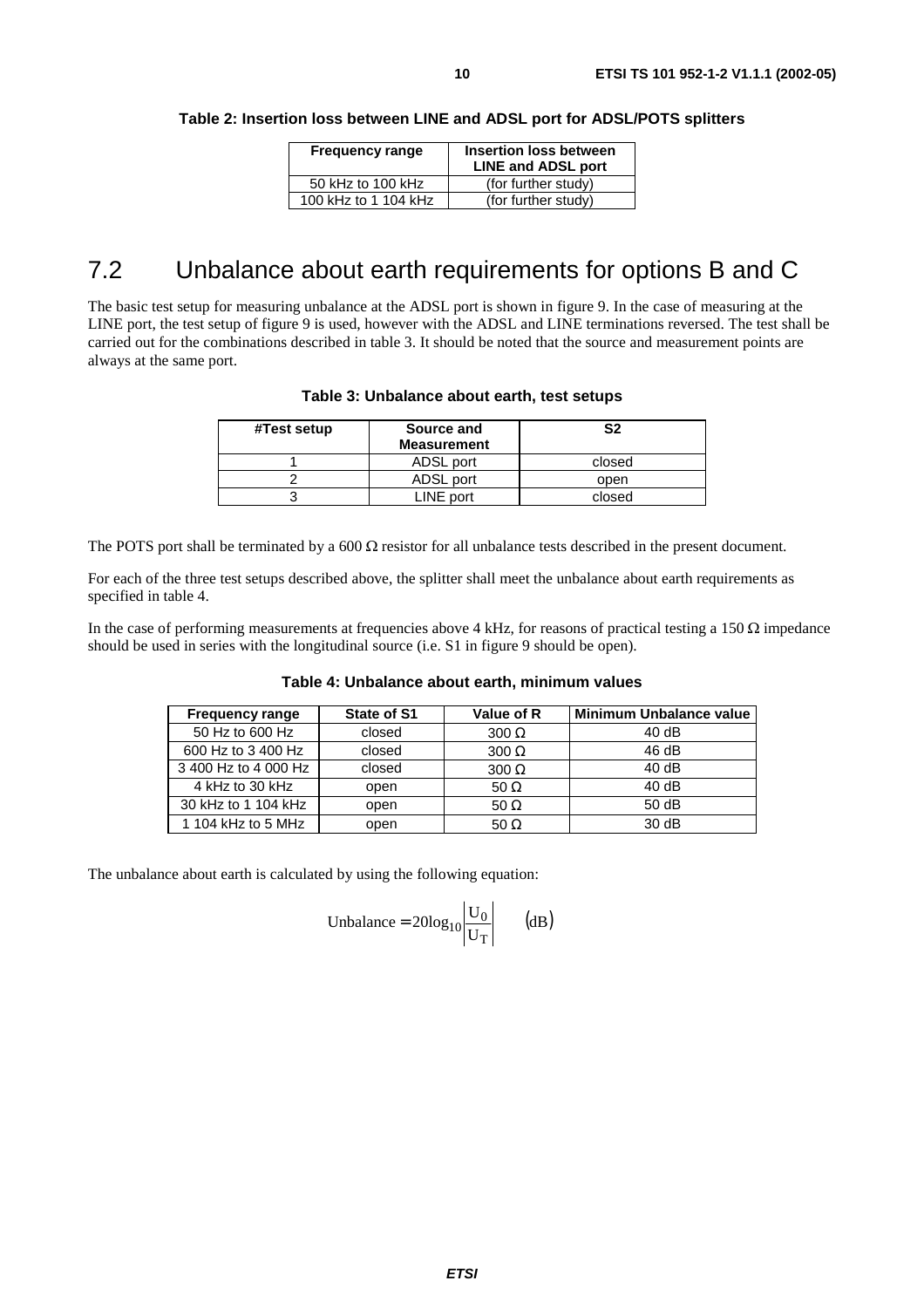**Table 2: Insertion loss between LINE and ADSL port for ADSL/POTS splitters**

| Frequency range | Insertion loss between LINE and ADSL port |
|---|---|
| 50 kHz to 100 kHz | (for further study) |
| 100 kHz to 1 104 kHz | (for further study) |

## 7.2 Unbalance about earth requirements for options B and C

The basic test setup for measuring unbalance at the ADSL port is shown in figure 9. In the case of measuring at the LINE port, the test setup of figure 9 is used, however with the ADSL and LINE terminations reversed. The test shall be carried out for the combinations described in table 3. It should be noted that the source and measurement points are always at the same port.

**Table 3: Unbalance about earth, test setups**

| #Test setup | Source and Measurement | S2 |
|---|---|---|
| 1 | ADSL port | closed |
| 2 | ADSL port | open |
| 3 | LINE port | closed |

The POTS port shall be terminated by a 600 Ω resistor for all unbalance tests described in the present document.

For each of the three test setups described above, the splitter shall meet the unbalance about earth requirements as specified in table 4.

In the case of performing measurements at frequencies above 4 kHz, for reasons of practical testing a 150 Ω impedance should be used in series with the longitudinal source (i.e. S1 in figure 9 should be open).

**Table 4: Unbalance about earth, minimum values**

| Frequency range | State of S1 | Value of R | Minimum Unbalance value |
|---|---|---|---|
| 50 Hz to 600 Hz | closed | 300 Ω | 40 dB |
| 600 Hz to 3 400 Hz | closed | 300 Ω | 46 dB |
| 3 400 Hz to 4 000 Hz | closed | 300 Ω | 40 dB |
| 4 kHz to 30 kHz | open | 50 Ω | 40 dB |
| 30 kHz to 1 104 kHz | open | 50 Ω | 50 dB |
| 1 104 kHz to 5 MHz | open | 50 Ω | 30 dB |

The unbalance about earth is calculated by using the following equation:

$$\text{Unbalance} = 20\log_{10}\left|\frac{U_0}{U_T}\right| \qquad (\text{dB})$$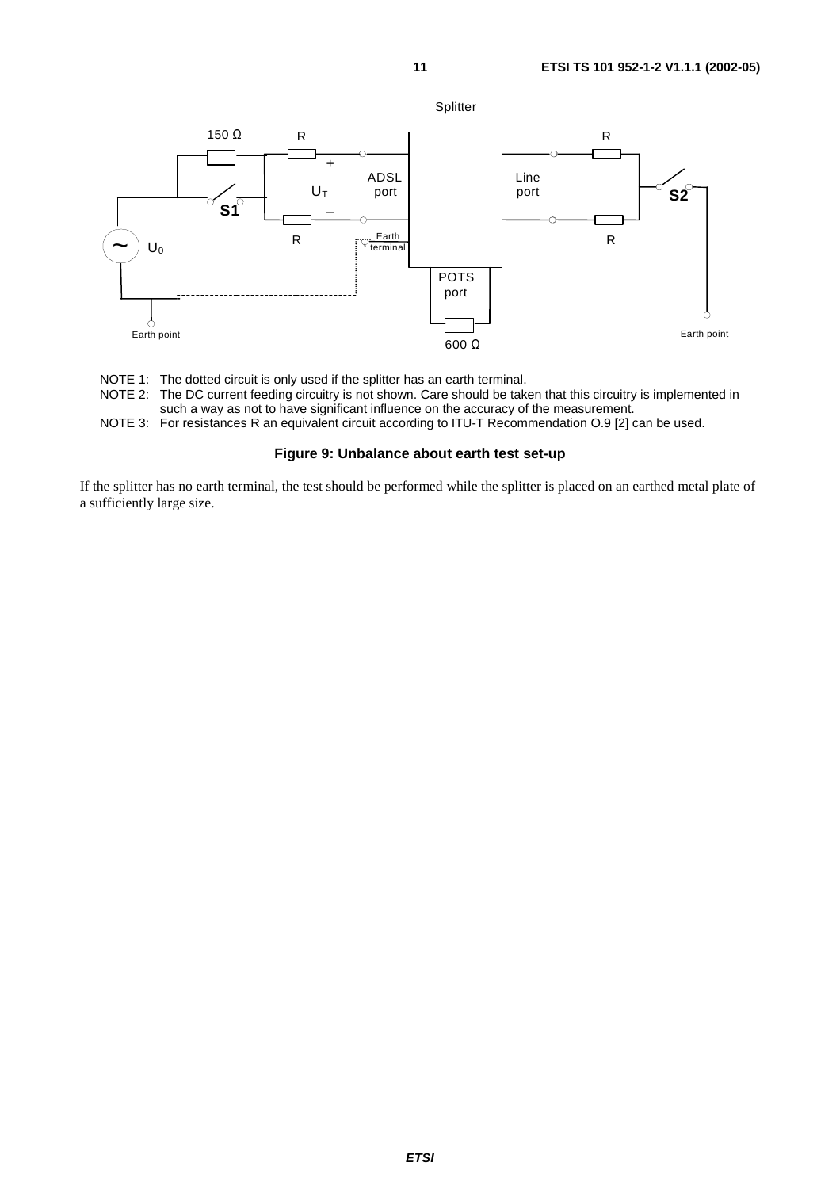Splitter

150 Ω

R

+

$U_T$

–

R

ADSL port

Earth terminal

Line port

R

R

S1

S2

$U_0$

POTS port

600 Ω

Earth point

Earth point

NOTE 1: The dotted circuit is only used if the splitter has an earth terminal.

NOTE 2: The DC current feeding circuitry is not shown. Care should be taken that this circuitry is implemented in such a way as not to have significant influence on the accuracy of the measurement.

NOTE 3: For resistances R an equivalent circuit according to ITU-T Recommendation O.9 [2] can be used.

**Figure 9: Unbalance about earth test set-up**

If the splitter has no earth terminal, the test should be performed while the splitter is placed on an earthed metal plate of a sufficiently large size.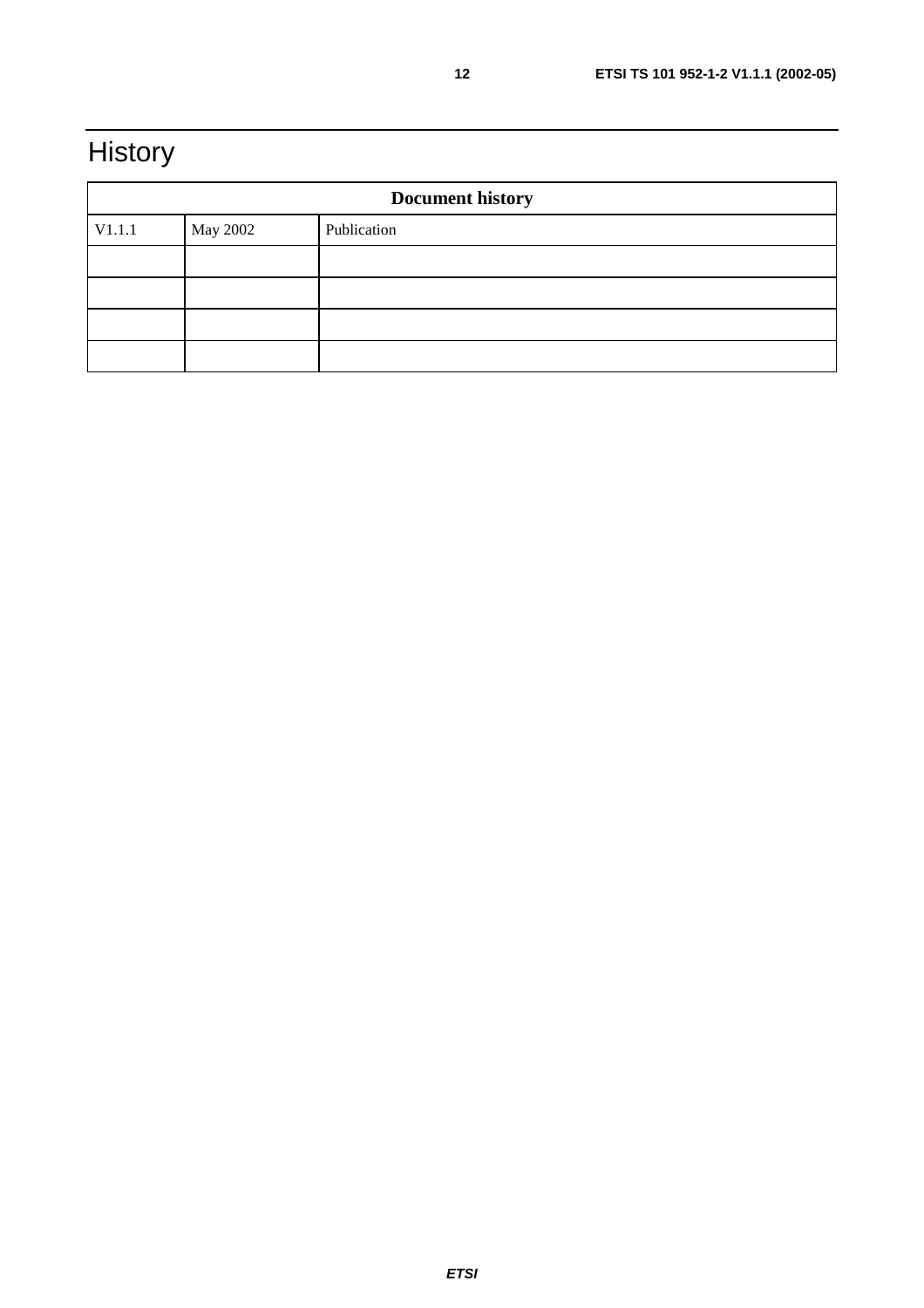# History

| Document history | | |
|---|---|---|
| V1.1.1 | May 2002 | Publication |
| | | |
| | | |
| | | |
| | | |